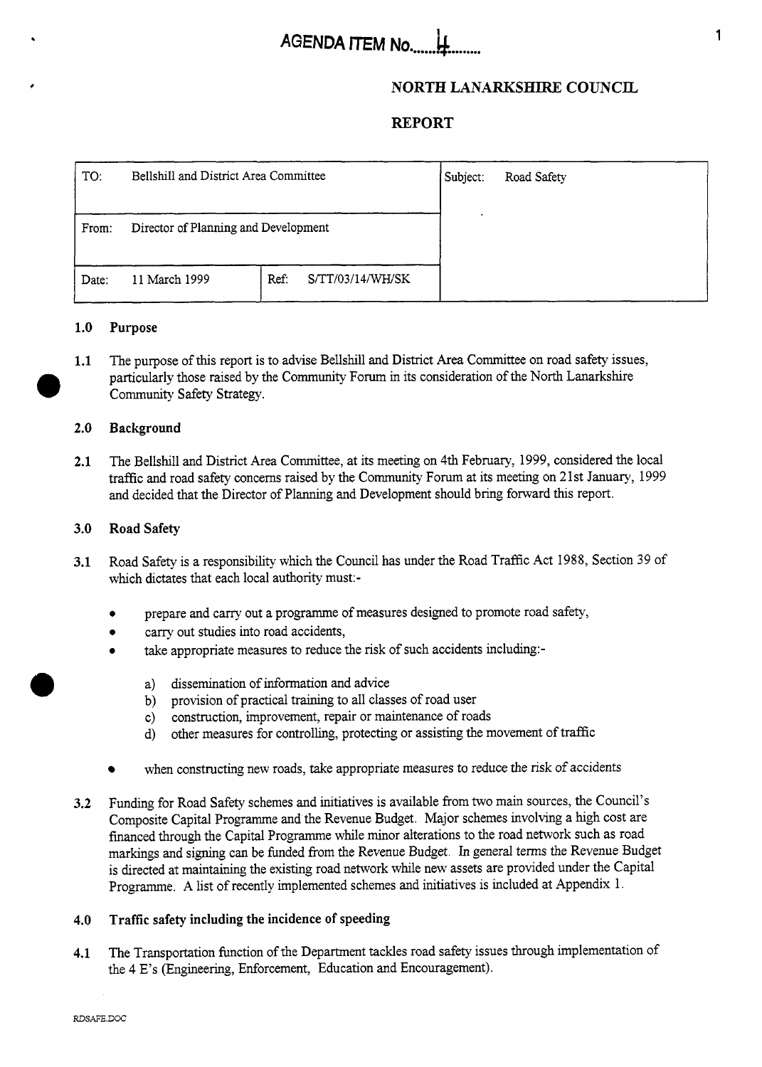AGENDA ITEM No. 4

# NORTH LANARKSHIRE COUNCIL

## REPORT

| TO: Bellshill and District Area Committee | | Subject: Road Safety |
|---|---|---|
| From: Director of Planning and Development | | |
| Date: 11 March 1999 | Ref: S/TT/03/14/WH/SK | |

### 1.0 Purpose

1.1 The purpose of this report is to advise Bellshill and District Area Committee on road safety issues, particularly those raised by the Community Forum in its consideration of the North Lanarkshire Community Safety Strategy.

### 2.0 Background

2.1 The Bellshill and District Area Committee, at its meeting on 4th February, 1999, considered the local traffic and road safety concerns raised by the Community Forum at its meeting on 21st January, 1999 and decided that the Director of Planning and Development should bring forward this report.

### 3.0 Road Safety

3.1 Road Safety is a responsibility which the Council has under the Road Traffic Act 1988, Section 39 of which dictates that each local authority must:-

- prepare and carry out a programme of measures designed to promote road safety,
- carry out studies into road accidents,
- take appropriate measures to reduce the risk of such accidents including:-
    - a) dissemination of information and advice
    - b) provision of practical training to all classes of road user
    - c) construction, improvement, repair or maintenance of roads
    - d) other measures for controlling, protecting or assisting the movement of traffic
- when constructing new roads, take appropriate measures to reduce the risk of accidents

3.2 Funding for Road Safety schemes and initiatives is available from two main sources, the Council's Composite Capital Programme and the Revenue Budget. Major schemes involving a high cost are financed through the Capital Programme while minor alterations to the road network such as road markings and signing can be funded from the Revenue Budget. In general terms the Revenue Budget is directed at maintaining the existing road network while new assets are provided under the Capital Programme. A list of recently implemented schemes and initiatives is included at Appendix 1.

### 4.0 Traffic safety including the incidence of speeding

4.1 The Transportation function of the Department tackles road safety issues through implementation of the 4 E's (Engineering, Enforcement, Education and Encouragement).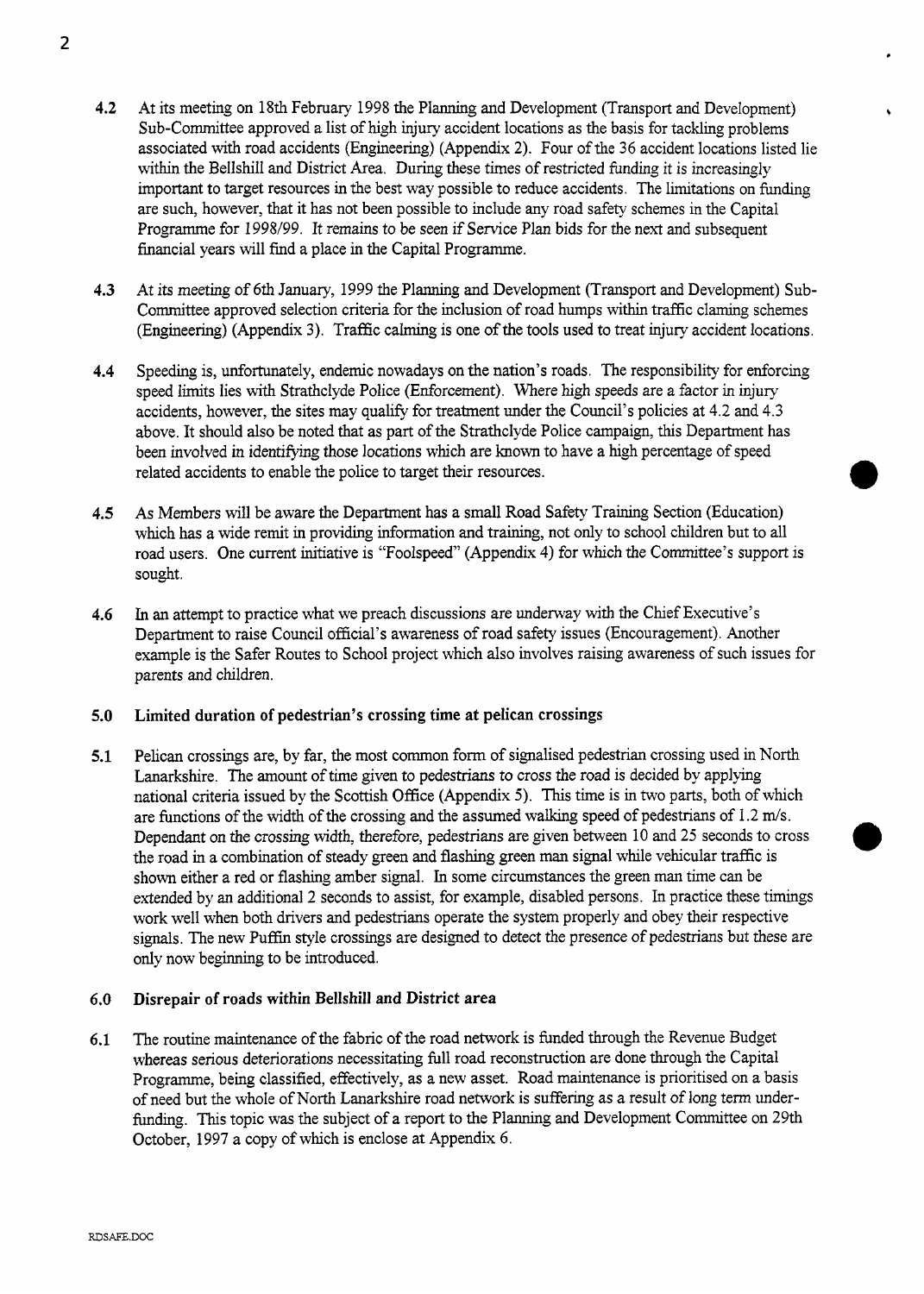4.2 At its meeting on 18th February 1998 the Planning and Development (Transport and Development) Sub-Committee approved a list of high injury accident locations as the basis for tackling problems associated with road accidents (Engineering) (Appendix 2). Four of the 36 accident locations listed lie within the Bellshill and District Area. During these times of restricted funding it is increasingly important to target resources in the best way possible to reduce accidents. The limitations on funding are such, however, that it has not been possible to include any road safety schemes in the Capital Programme for 1998/99. It remains to be seen if Service Plan bids for the next and subsequent financial years will find a place in the Capital Programme.

4.3 At its meeting of 6th January, 1999 the Planning and Development (Transport and Development) Sub-Committee approved selection criteria for the inclusion of road humps within traffic claming schemes (Engineering) (Appendix 3). Traffic calming is one of the tools used to treat injury accident locations.

4.4 Speeding is, unfortunately, endemic nowadays on the nation's roads. The responsibility for enforcing speed limits lies with Strathclyde Police (Enforcement). Where high speeds are a factor in injury accidents, however, the sites may qualify for treatment under the Council's policies at 4.2 and 4.3 above. It should also be noted that as part of the Strathclyde Police campaign, this Department has been involved in identifying those locations which are known to have a high percentage of speed related accidents to enable the police to target their resources.

4.5 As Members will be aware the Department has a small Road Safety Training Section (Education) which has a wide remit in providing information and training, not only to school children but to all road users. One current initiative is "Foolspeed" (Appendix 4) for which the Committee's support is sought.

4.6 In an attempt to practice what we preach discussions are underway with the Chief Executive's Department to raise Council official's awareness of road safety issues (Encouragement). Another example is the Safer Routes to School project which also involves raising awareness of such issues for parents and children.

## 5.0 Limited duration of pedestrian's crossing time at pelican crossings

5.1 Pelican crossings are, by far, the most common form of signalised pedestrian crossing used in North Lanarkshire. The amount of time given to pedestrians to cross the road is decided by applying national criteria issued by the Scottish Office (Appendix 5). This time is in two parts, both of which are functions of the width of the crossing and the assumed walking speed of pedestrians of 1.2 m/s. Dependant on the crossing width, therefore, pedestrians are given between 10 and 25 seconds to cross the road in a combination of steady green and flashing green man signal while vehicular traffic is shown either a red or flashing amber signal. In some circumstances the green man time can be extended by an additional 2 seconds to assist, for example, disabled persons. In practice these timings work well when both drivers and pedestrians operate the system properly and obey their respective signals. The new Puffin style crossings are designed to detect the presence of pedestrians but these are only now beginning to be introduced.

## 6.0 Disrepair of roads within Bellshill and District area

6.1 The routine maintenance of the fabric of the road network is funded through the Revenue Budget whereas serious deteriorations necessitating full road reconstruction are done through the Capital Programme, being classified, effectively, as a new asset. Road maintenance is prioritised on a basis of need but the whole of North Lanarkshire road network is suffering as a result of long term under-funding. This topic was the subject of a report to the Planning and Development Committee on 29th October, 1997 a copy of which is enclose at Appendix 6.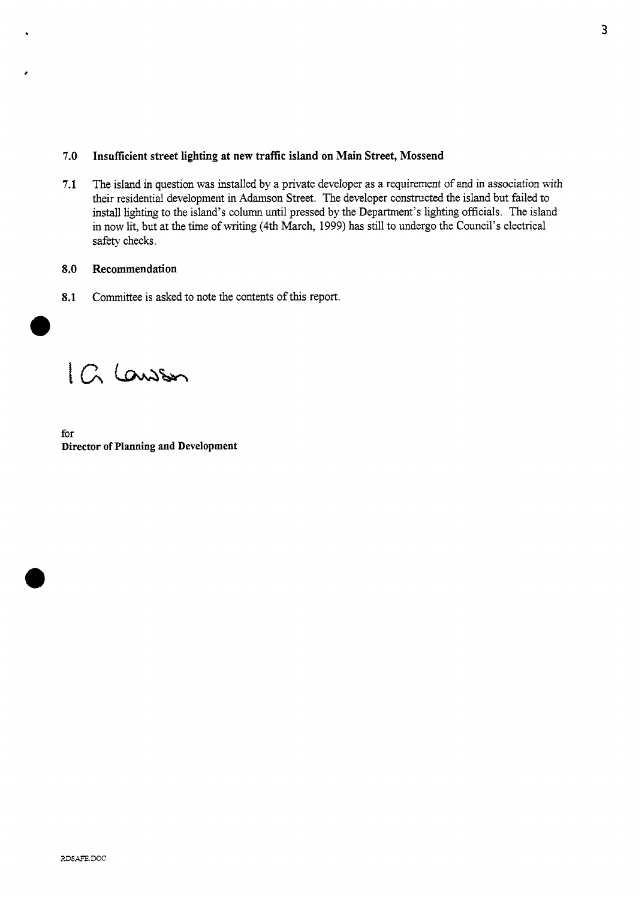## 7.0 Insufficient street lighting at new traffic island on Main Street, Mossend

**7.1** The island in question was installed by a private developer as a requirement of and in association with their residential development in Adamson Street. The developer constructed the island but failed to install lighting to the island's column until pressed by the Department's lighting officials. The island in now lit, but at the time of writing (4th March, 1999) has still to undergo the Council's electrical safety checks.

## 8.0 Recommendation

**8.1** Committee is asked to note the contents of this report.

I G Lawson

for
**Director of Planning and Development**

RDSAFE.DOC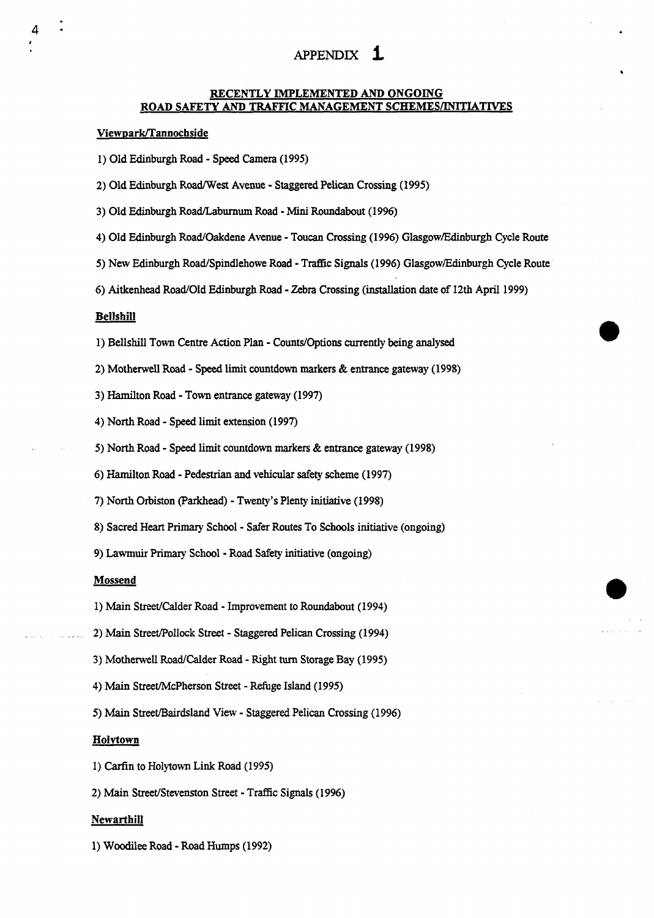# APPENDIX 1

## RECENTLY IMPLEMENTED AND ONGOING ROAD SAFETY AND TRAFFIC MANAGEMENT SCHEMES/INITIATIVES

### Viewpark/Tannochside

1) Old Edinburgh Road - Speed Camera (1995)

2) Old Edinburgh Road/West Avenue - Staggered Pelican Crossing (1995)

3) Old Edinburgh Road/Laburnum Road - Mini Roundabout (1996)

4) Old Edinburgh Road/Oakdene Avenue - Toucan Crossing (1996) Glasgow/Edinburgh Cycle Route

5) New Edinburgh Road/Spindlehowe Road - Traffic Signals (1996) Glasgow/Edinburgh Cycle Route

6) Aitkenhead Road/Old Edinburgh Road - Zebra Crossing (installation date of 12th April 1999)

### Bellshill

1) Bellshill Town Centre Action Plan - Counts/Options currently being analysed

2) Motherwell Road - Speed limit countdown markers & entrance gateway (1998)

3) Hamilton Road - Town entrance gateway (1997)

4) North Road - Speed limit extension (1997)

5) North Road - Speed limit countdown markers & entrance gateway (1998)

6) Hamilton Road - Pedestrian and vehicular safety scheme (1997)

7) North Orbiston (Parkhead) - Twenty's Plenty initiative (1998)

8) Sacred Heart Primary School - Safer Routes To Schools initiative (ongoing)

9) Lawmuir Primary School - Road Safety initiative (ongoing)

### Mossend

1) Main Street/Calder Road - Improvement to Roundabout (1994)

2) Main Street/Pollock Street - Staggered Pelican Crossing (1994)

3) Motherwell Road/Calder Road - Right turn Storage Bay (1995)

4) Main Street/McPherson Street - Refuge Island (1995)

5) Main Street/Bairdsland View - Staggered Pelican Crossing (1996)

### Holytown

1) Carfin to Holytown Link Road (1995)

2) Main Street/Stevenston Street - Traffic Signals (1996)

### Newarthill

1) Woodilee Road - Road Humps (1992)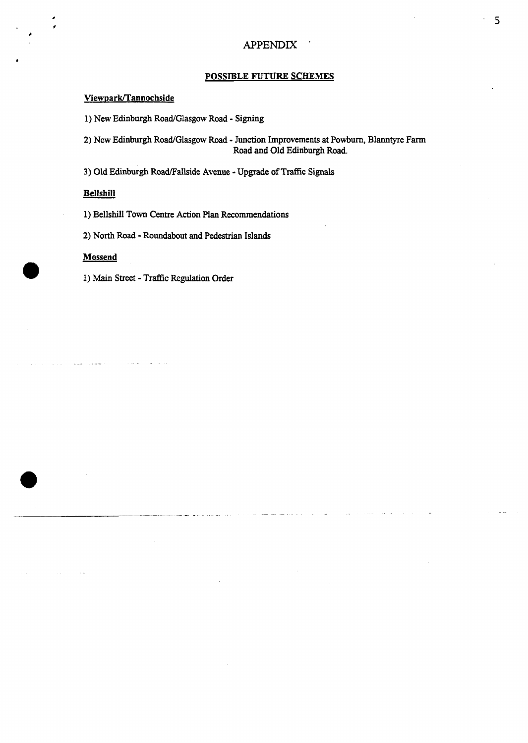# APPENDIX

## POSSIBLE FUTURE SCHEMES

**Viewpark/Tannochside**

1) New Edinburgh Road/Glasgow Road - Signing

2) New Edinburgh Road/Glasgow Road - Junction Improvements at Powburn, Blanntyre Farm Road and Old Edinburgh Road.

3) Old Edinburgh Road/Fallside Avenue - Upgrade of Traffic Signals

**Bellshill**

1) Bellshill Town Centre Action Plan Recommendations

2) North Road - Roundabout and Pedestrian Islands

**Mossend**

1) Main Street - Traffic Regulation Order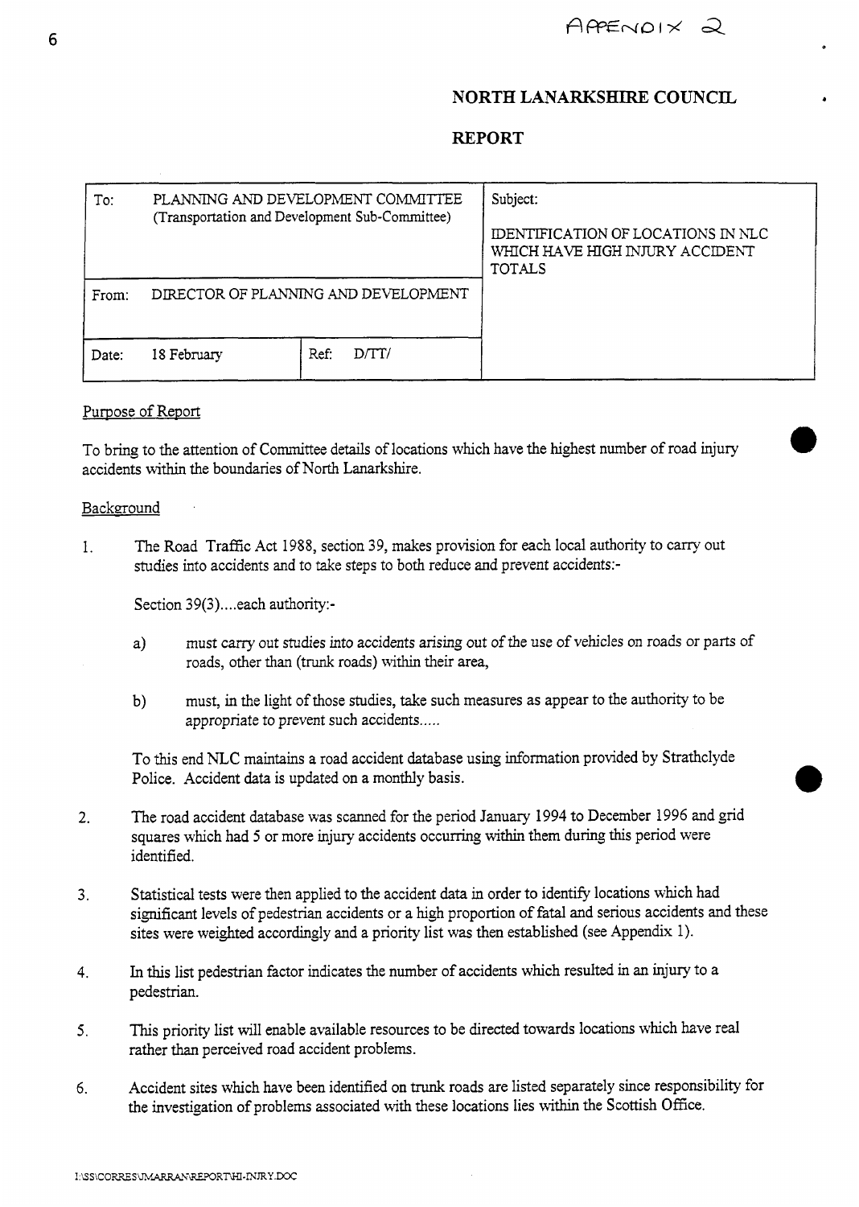APPENDIX 2

## NORTH LANARKSHIRE COUNCIL

## REPORT

| To: PLANNING AND DEVELOPMENT COMMITTEE (Transportation and Development Sub-Committee) | | Subject: IDENTIFICATION OF LOCATIONS IN NLC WHICH HAVE HIGH INJURY ACCIDENT TOTALS |
|---|---|---|
| From: DIRECTOR OF PLANNING AND DEVELOPMENT | | |
| Date: 18 February | Ref: D/TT/ | |

Purpose of Report

To bring to the attention of Committee details of locations which have the highest number of road injury accidents within the boundaries of North Lanarkshire.

Background

1. The Road Traffic Act 1988, section 39, makes provision for each local authority to carry out studies into accidents and to take steps to both reduce and prevent accidents:-

   Section 39(3)....each authority:-

   a) must carry out studies into accidents arising out of the use of vehicles on roads or parts of roads, other than (trunk roads) within their area,

   b) must, in the light of those studies, take such measures as appear to the authority to be appropriate to prevent such accidents.....

   To this end NLC maintains a road accident database using information provided by Strathclyde Police. Accident data is updated on a monthly basis.

2. The road accident database was scanned for the period January 1994 to December 1996 and grid squares which had 5 or more injury accidents occurring within them during this period were identified.

3. Statistical tests were then applied to the accident data in order to identify locations which had significant levels of pedestrian accidents or a high proportion of fatal and serious accidents and these sites were weighted accordingly and a priority list was then established (see Appendix 1).

4. In this list pedestrian factor indicates the number of accidents which resulted in an injury to a pedestrian.

5. This priority list will enable available resources to be directed towards locations which have real rather than perceived road accident problems.

6. Accident sites which have been identified on trunk roads are listed separately since responsibility for the investigation of problems associated with these locations lies within the Scottish Office.

I:\SS\CORRES\JMARRAN\REPORT\HI-INJRY.DOC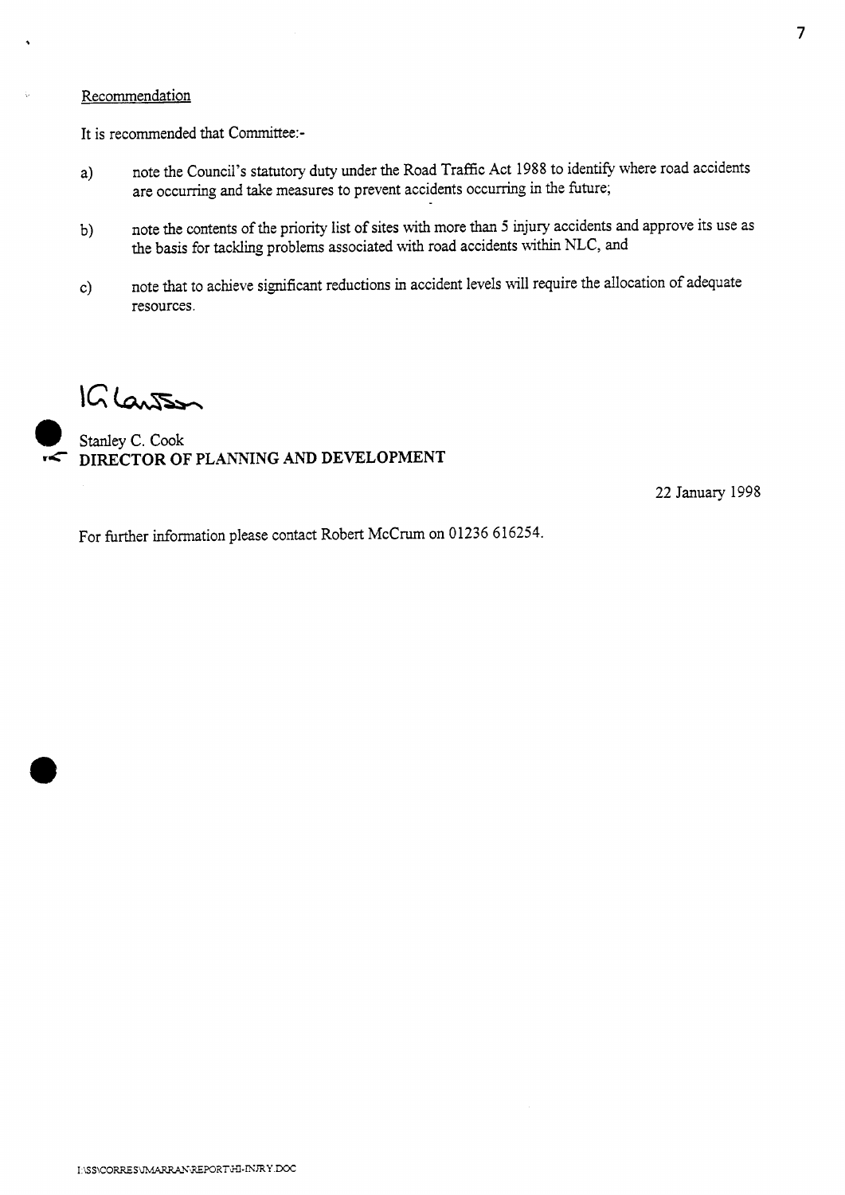Recommendation

It is recommended that Committee:-

a) note the Council's statutory duty under the Road Traffic Act 1988 to identify where road accidents are occurring and take measures to prevent accidents occurring in the future;

b) note the contents of the priority list of sites with more than 5 injury accidents and approve its use as the basis for tackling problems associated with road accidents within NLC, and

c) note that to achieve significant reductions in accident levels will require the allocation of adequate resources.

Stanley C. Cook
**DIRECTOR OF PLANNING AND DEVELOPMENT**

22 January 1998

For further information please contact Robert McCrum on 01236 616254.

I:\SS\CORRES\MARRAN\REPORT\HI-INJRY.DOC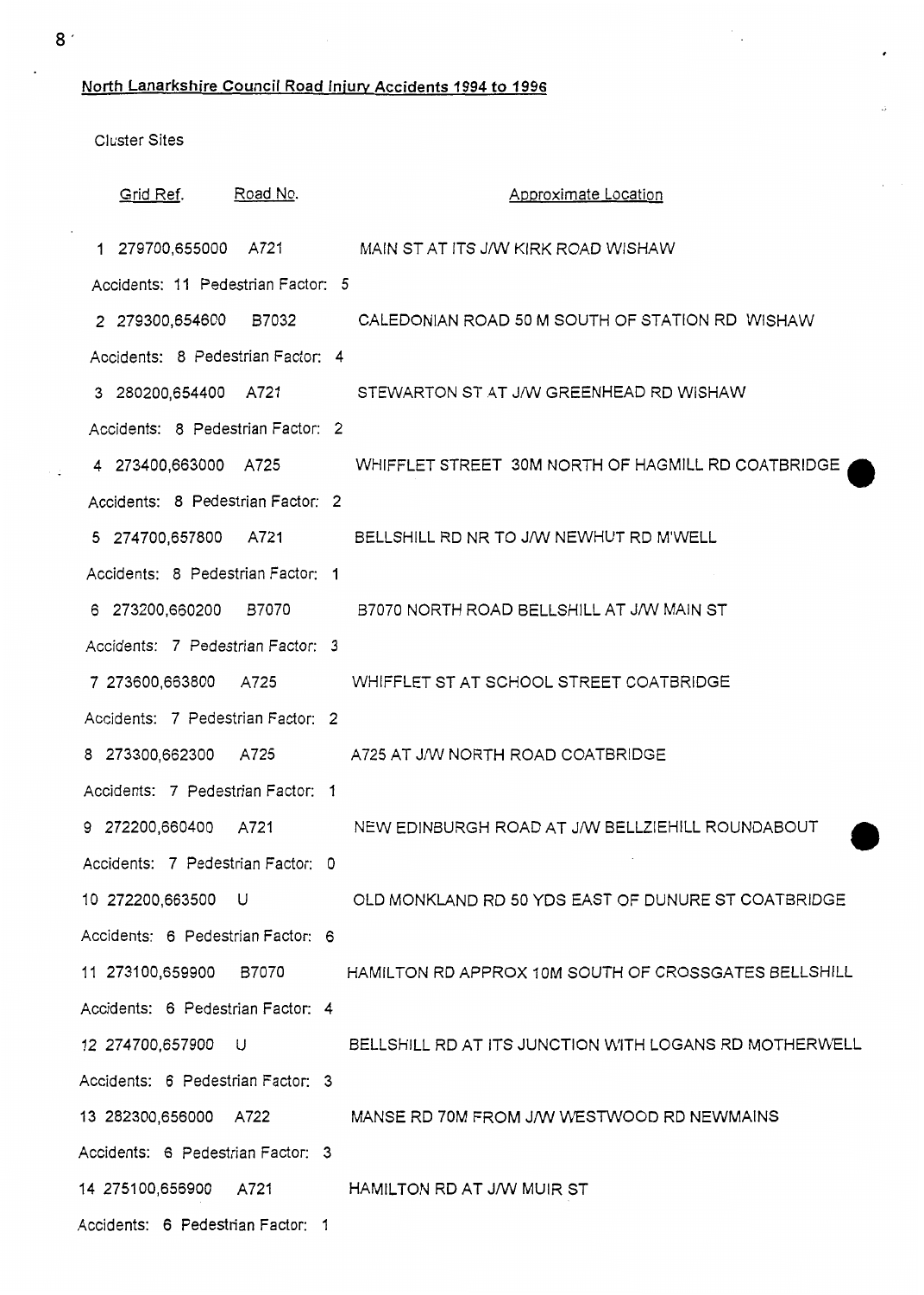**North Lanarkshire Council Road Injury Accidents 1994 to 1996**

Cluster Sites

| | Grid Ref. | Road No. | Approximate Location |
|---|---|---|---|
| 1 | 279700,655000 | A721 | MAIN ST AT ITS J/W KIRK ROAD WISHAW |
| | Accidents: 11 Pedestrian Factor: 5 | | |
| 2 | 279300,654600 | B7032 | CALEDONIAN ROAD 50 M SOUTH OF STATION RD WISHAW |
| | Accidents: 8 Pedestrian Factor: 4 | | |
| 3 | 280200,654400 | A721 | STEWARTON ST AT J/W GREENHEAD RD WISHAW |
| | Accidents: 8 Pedestrian Factor: 2 | | |
| 4 | 273400,663000 | A725 | WHIFFLET STREET 30M NORTH OF HAGMILL RD COATBRIDGE |
| | Accidents: 8 Pedestrian Factor: 2 | | |
| 5 | 274700,657800 | A721 | BELLSHILL RD NR TO J/W NEWHUT RD M'WELL |
| | Accidents: 8 Pedestrian Factor: 1 | | |
| 6 | 273200,660200 | B7070 | B7070 NORTH ROAD BELLSHILL AT J/W MAIN ST |
| | Accidents: 7 Pedestrian Factor: 3 | | |
| 7 | 273600,663800 | A725 | WHIFFLET ST AT SCHOOL STREET COATBRIDGE |
| | Accidents: 7 Pedestrian Factor: 2 | | |
| 8 | 273300,662300 | A725 | A725 AT J/W NORTH ROAD COATBRIDGE |
| | Accidents: 7 Pedestrian Factor: 1 | | |
| 9 | 272200,660400 | A721 | NEW EDINBURGH ROAD AT J/W BELLZIEHILL ROUNDABOUT |
| | Accidents: 7 Pedestrian Factor: 0 | | |
| 10 | 272200,663500 | U | OLD MONKLAND RD 50 YDS EAST OF DUNURE ST COATBRIDGE |
| | Accidents: 6 Pedestrian Factor: 6 | | |
| 11 | 273100,659900 | B7070 | HAMILTON RD APPROX 10M SOUTH OF CROSSGATES BELLSHILL |
| | Accidents: 6 Pedestrian Factor: 4 | | |
| 12 | 274700,657900 | U | BELLSHILL RD AT ITS JUNCTION WITH LOGANS RD MOTHERWELL |
| | Accidents: 6 Pedestrian Factor: 3 | | |
| 13 | 282300,656000 | A722 | MANSE RD 70M FROM J/W WESTWOOD RD NEWMAINS |
| | Accidents: 6 Pedestrian Factor: 3 | | |
| 14 | 275100,656900 | A721 | HAMILTON RD AT J/W MUIR ST |
| | Accidents: 6 Pedestrian Factor: 1 | | |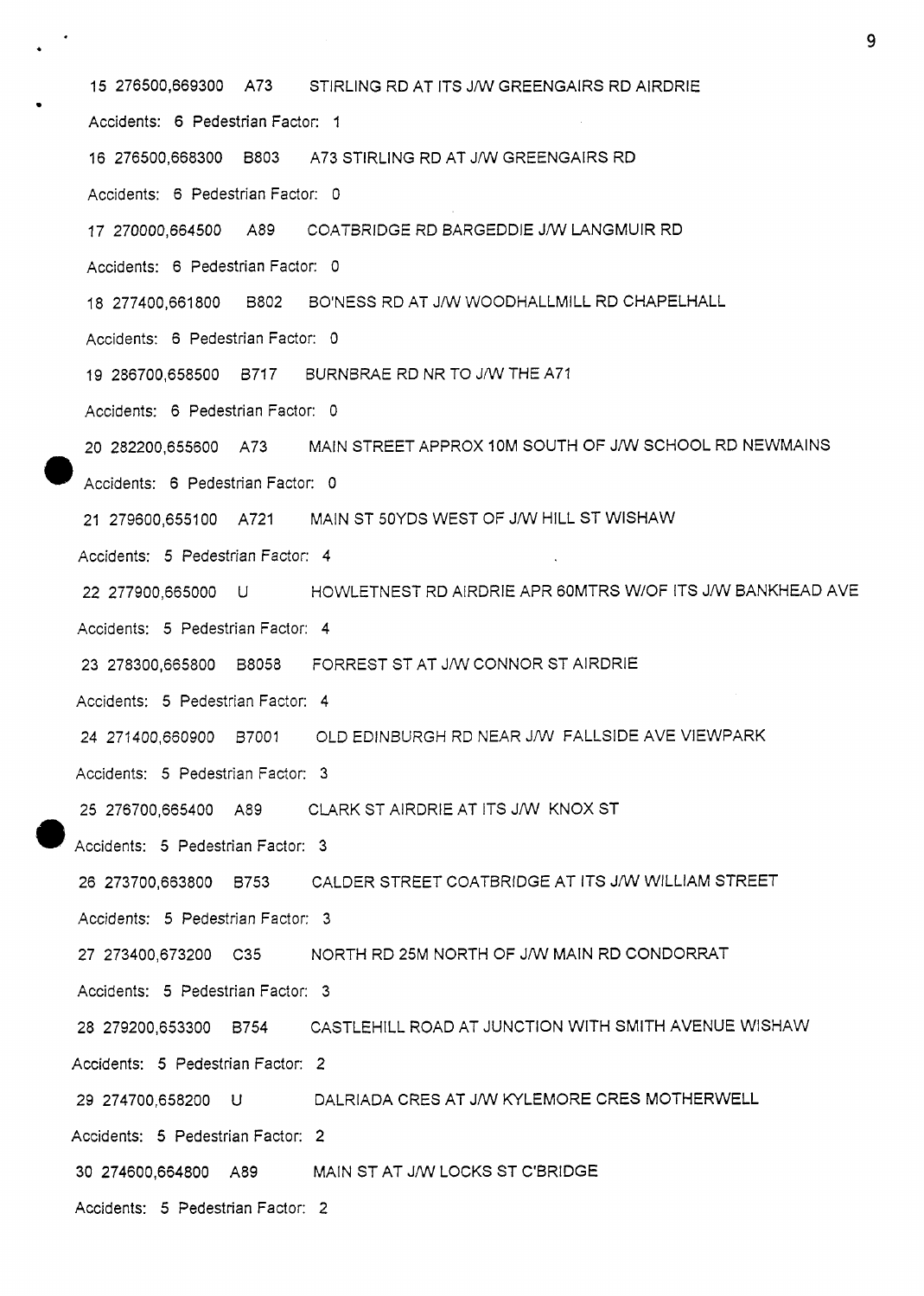15 276500,669300 A73 STIRLING RD AT ITS J/W GREENGAIRS RD AIRDRIE

Accidents: 6 Pedestrian Factor: 1

16 276500,668300 B803 A73 STIRLING RD AT J/W GREENGAIRS RD

Accidents: 6 Pedestrian Factor: 0

17 270000,664500 A89 COATBRIDGE RD BARGEDDIE J/W LANGMUIR RD

Accidents: 6 Pedestrian Factor: 0

18 277400,661800 B802 BO'NESS RD AT J/W WOODHALLMILL RD CHAPELHALL

Accidents: 6 Pedestrian Factor: 0

19 286700,658500 B717 BURNBRAE RD NR TO J/W THE A71

Accidents: 6 Pedestrian Factor: 0

20 282200,655600 A73 MAIN STREET APPROX 10M SOUTH OF J/W SCHOOL RD NEWMAINS

Accidents: 6 Pedestrian Factor: 0

21 279600,655100 A721 MAIN ST 50YDS WEST OF J/W HILL ST WISHAW

Accidents: 5 Pedestrian Factor: 4

22 277900,665000 U HOWLETNEST RD AIRDRIE APR 60MTRS W/OF ITS J/W BANKHEAD AVE

Accidents: 5 Pedestrian Factor: 4

23 278300,665800 B8058 FORREST ST AT J/W CONNOR ST AIRDRIE

Accidents: 5 Pedestrian Factor: 4

24 271400,660900 B7001 OLD EDINBURGH RD NEAR J/W FALLSIDE AVE VIEWPARK

Accidents: 5 Pedestrian Factor: 3

25 276700,665400 A89 CLARK ST AIRDRIE AT ITS J/W KNOX ST

Accidents: 5 Pedestrian Factor: 3

26 273700,663800 B753 CALDER STREET COATBRIDGE AT ITS J/W WILLIAM STREET

Accidents: 5 Pedestrian Factor: 3

27 273400,673200 C35 NORTH RD 25M NORTH OF J/W MAIN RD CONDORRAT

Accidents: 5 Pedestrian Factor: 3

28 279200,653300 B754 CASTLEHILL ROAD AT JUNCTION WITH SMITH AVENUE WISHAW

Accidents: 5 Pedestrian Factor: 2

29 274700,658200 U DALRIADA CRES AT J/W KYLEMORE CRES MOTHERWELL

Accidents: 5 Pedestrian Factor: 2

30 274600,664800 A89 MAIN ST AT J/W LOCKS ST C'BRIDGE

Accidents: 5 Pedestrian Factor: 2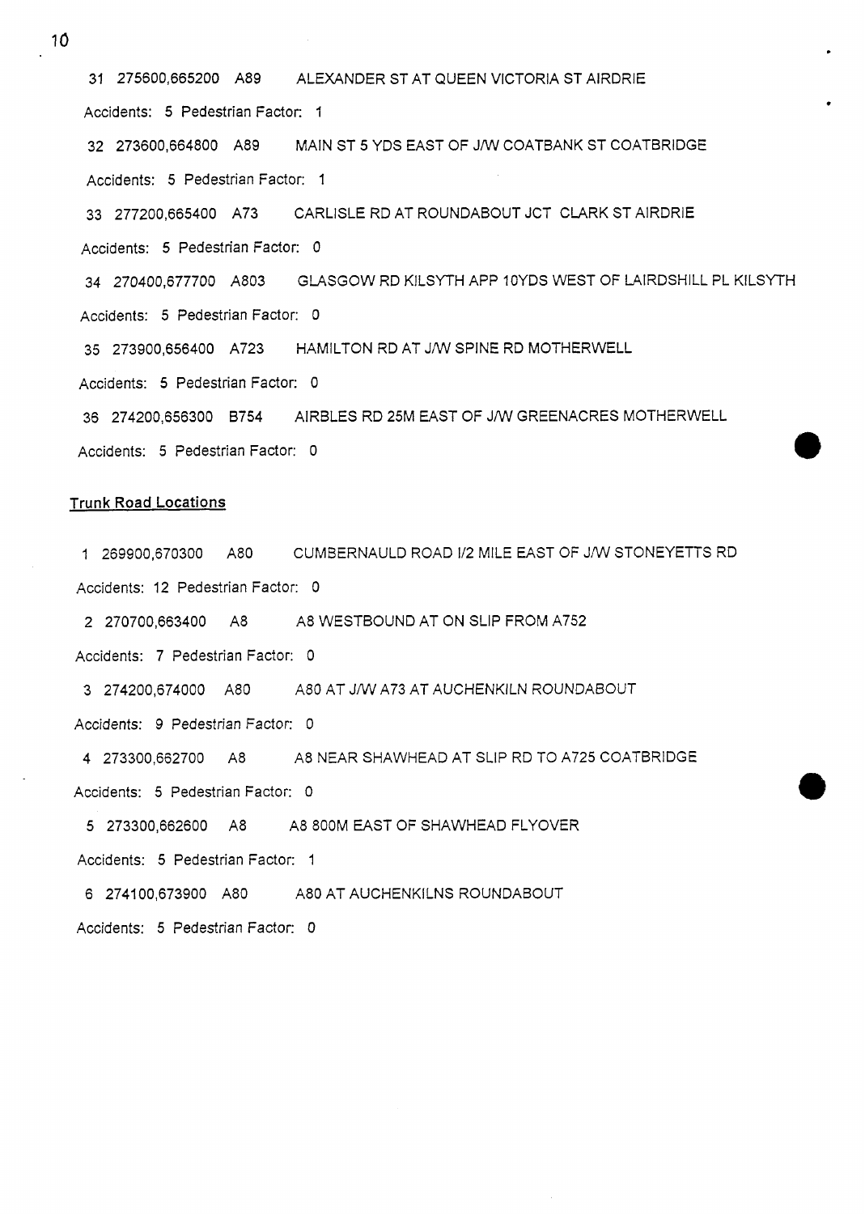31 275600,665200 A89 ALEXANDER ST AT QUEEN VICTORIA ST AIRDRIE

Accidents: 5 Pedestrian Factor: 1

32 273600,664800 A89 MAIN ST 5 YDS EAST OF J/W COATBANK ST COATBRIDGE

Accidents: 5 Pedestrian Factor: 1

33 277200,665400 A73 CARLISLE RD AT ROUNDABOUT JCT CLARK ST AIRDRIE

Accidents: 5 Pedestrian Factor: 0

34 270400,677700 A803 GLASGOW RD KILSYTH APP 10YDS WEST OF LAIRDSHILL PL KILSYTH

Accidents: 5 Pedestrian Factor: 0

35 273900,656400 A723 HAMILTON RD AT J/W SPINE RD MOTHERWELL

Accidents: 5 Pedestrian Factor: 0

36 274200,656300 B754 AIRBLES RD 25M EAST OF J/W GREENACRES MOTHERWELL

Accidents: 5 Pedestrian Factor: 0

## Trunk Road Locations

1 269900,670300 A80 CUMBERNAULD ROAD 1/2 MILE EAST OF J/W STONEYETTS RD

Accidents: 12 Pedestrian Factor: 0

2 270700,663400 A8 A8 WESTBOUND AT ON SLIP FROM A752

Accidents: 7 Pedestrian Factor: 0

3 274200,674000 A80 A80 AT J/W A73 AT AUCHENKILN ROUNDABOUT

Accidents: 9 Pedestrian Factor: 0

4 273300,662700 A8 A8 NEAR SHAWHEAD AT SLIP RD TO A725 COATBRIDGE

Accidents: 5 Pedestrian Factor: 0

5 273300,662600 A8 A8 800M EAST OF SHAWHEAD FLYOVER

Accidents: 5 Pedestrian Factor: 1

6 274100,673900 A80 A80 AT AUCHENKILNS ROUNDABOUT

Accidents: 5 Pedestrian Factor: 0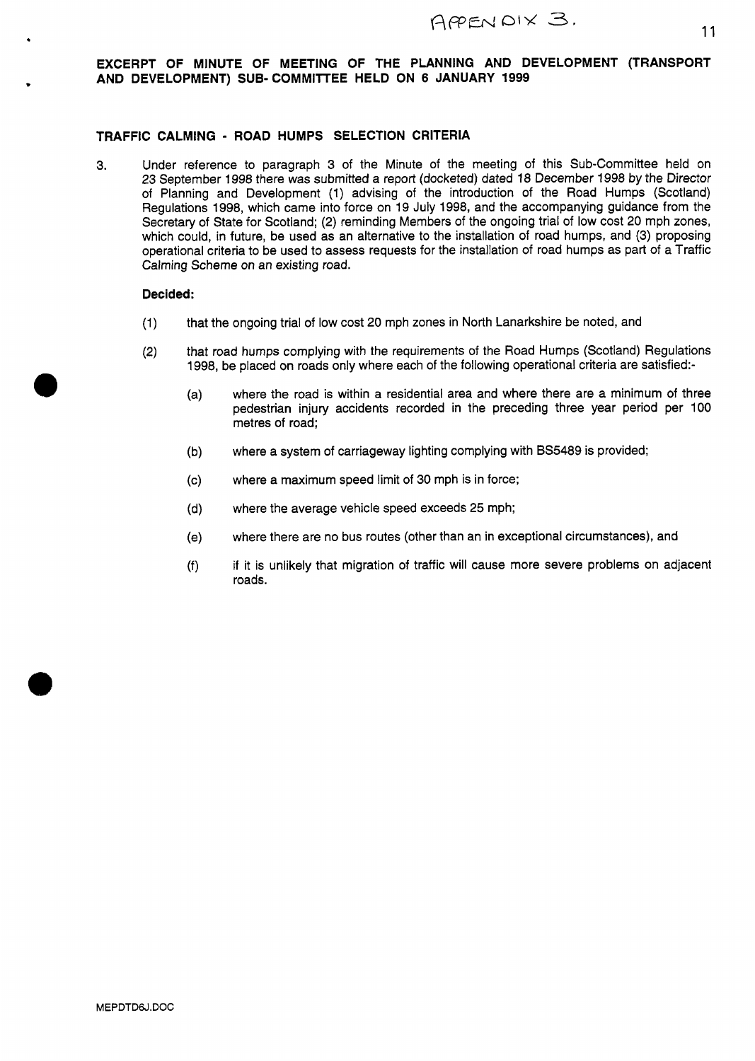APPENDIX 3.

**EXCERPT OF MINUTE OF MEETING OF THE PLANNING AND DEVELOPMENT (TRANSPORT AND DEVELOPMENT) SUB-COMMITTEE HELD ON 6 JANUARY 1999**

## TRAFFIC CALMING - ROAD HUMPS SELECTION CRITERIA

3. Under reference to paragraph 3 of the Minute of the meeting of this Sub-Committee held on 23 September 1998 there was submitted a report (docketed) dated 18 December 1998 by the Director of Planning and Development (1) advising of the introduction of the Road Humps (Scotland) Regulations 1998, which came into force on 19 July 1998, and the accompanying guidance from the Secretary of State for Scotland; (2) reminding Members of the ongoing trial of low cost 20 mph zones, which could, in future, be used as an alternative to the installation of road humps, and (3) proposing operational criteria to be used to assess requests for the installation of road humps as part of a Traffic Calming Scheme on an existing road.

**Decided:**

(1) that the ongoing trial of low cost 20 mph zones in North Lanarkshire be noted, and

(2) that road humps complying with the requirements of the Road Humps (Scotland) Regulations 1998, be placed on roads only where each of the following operational criteria are satisfied:-

 (a) where the road is within a residential area and where there are a minimum of three pedestrian injury accidents recorded in the preceding three year period per 100 metres of road;

 (b) where a system of carriageway lighting complying with BS5489 is provided;

 (c) where a maximum speed limit of 30 mph is in force;

 (d) where the average vehicle speed exceeds 25 mph;

 (e) where there are no bus routes (other than an in exceptional circumstances), and

 (f) if it is unlikely that migration of traffic will cause more severe problems on adjacent roads.

MEPDTD6J.DOC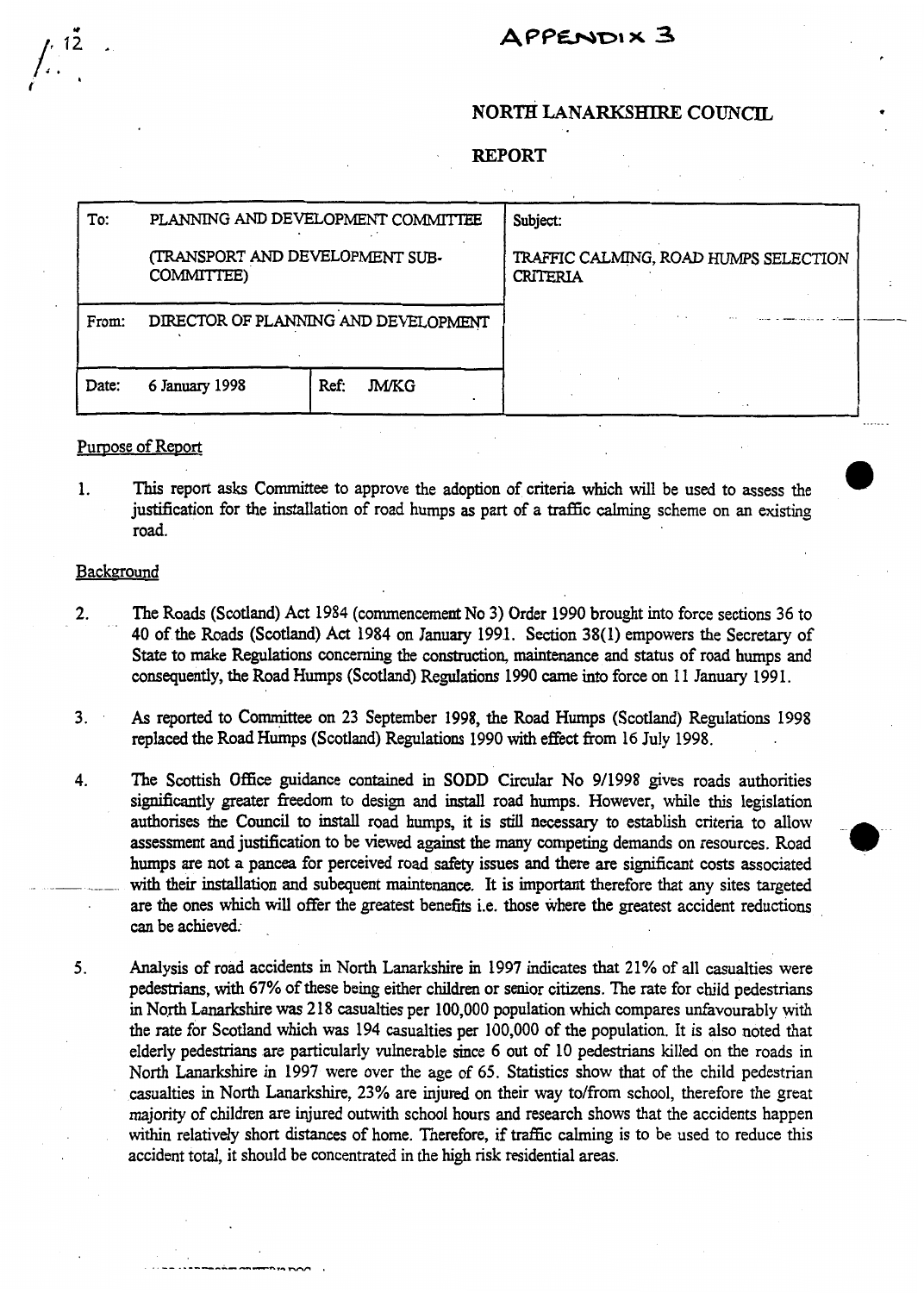APPENDIX 3

# NORTH LANARKSHIRE COUNCIL

## REPORT

| To: | PLANNING AND DEVELOPMENT COMMITTEE<br><br>(TRANSPORT AND DEVELOPMENT SUB-COMMITTEE) | | Subject:<br><br>TRAFFIC CALMING, ROAD HUMPS SELECTION CRITERIA |
|---|---|---|---|
| From: | DIRECTOR OF PLANNING AND DEVELOPMENT | | |
| Date: | 6 January 1998 | Ref: JM/KG | |

### Purpose of Report

1. This report asks Committee to approve the adoption of criteria which will be used to assess the justification for the installation of road humps as part of a traffic calming scheme on an existing road.

### Background

2. The Roads (Scotland) Act 1984 (commencement No 3) Order 1990 brought into force sections 36 to 40 of the Roads (Scotland) Act 1984 on January 1991. Section 38(1) empowers the Secretary of State to make Regulations concerning the construction, maintenance and status of road humps and consequently, the Road Humps (Scotland) Regulations 1990 came into force on 11 January 1991.

3. As reported to Committee on 23 September 1998, the Road Humps (Scotland) Regulations 1998 replaced the Road Humps (Scotland) Regulations 1990 with effect from 16 July 1998.

4. The Scottish Office guidance contained in SODD Circular No 9/1998 gives roads authorities significantly greater freedom to design and install road humps. However, while this legislation authorises the Council to install road humps, it is still necessary to establish criteria to allow assessment and justification to be viewed against the many competing demands on resources. Road humps are not a pancea for perceived road safety issues and there are significant costs associated with their installation and subequent maintenance. It is important therefore that any sites targeted are the ones which will offer the greatest benefits i.e. those where the greatest accident reductions can be achieved.

5. Analysis of road accidents in North Lanarkshire in 1997 indicates that 21% of all casualties were pedestrians, with 67% of these being either children or senior citizens. The rate for child pedestrians in North Lanarkshire was 218 casualties per 100,000 population which compares unfavourably with the rate for Scotland which was 194 casualties per 100,000 of the population. It is also noted that elderly pedestrians are particularly vulnerable since 6 out of 10 pedestrians killed on the roads in North Lanarkshire in 1997 were over the age of 65. Statistics show that of the child pedestrian casualties in North Lanarkshire, 23% are injured on their way to/from school, therefore the great majority of children are injured outwith school hours and research shows that the accidents happen within relatively short distances of home. Therefore, if traffic calming is to be used to reduce this accident total, it should be concentrated in the high risk residential areas.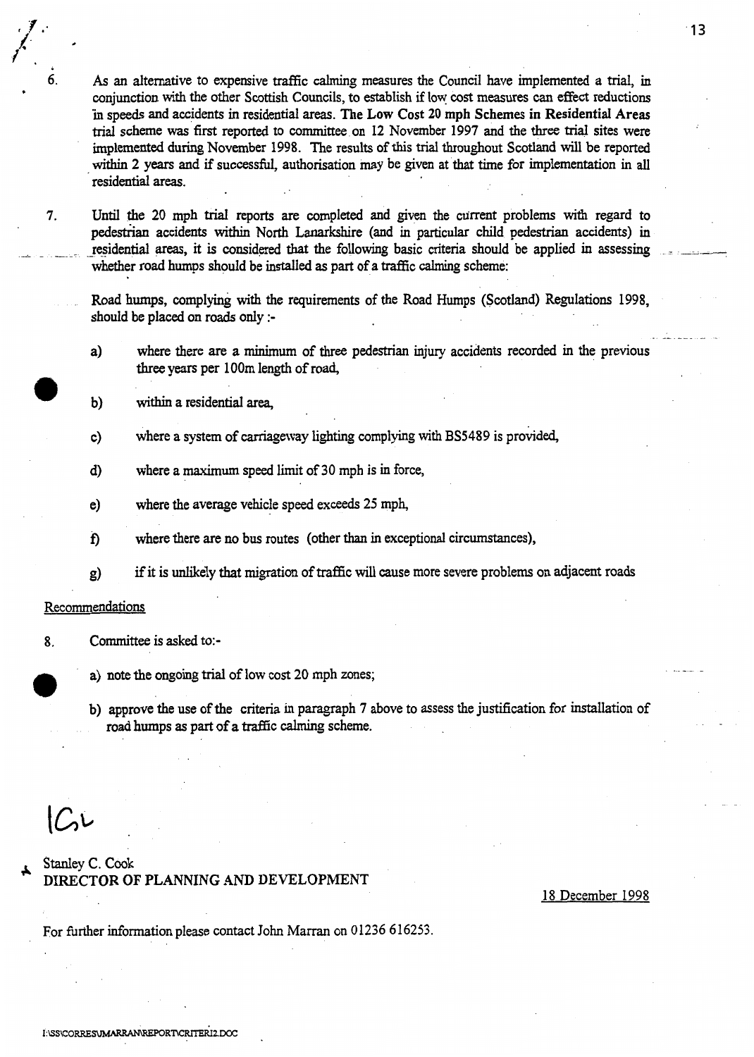6. As an alternative to expensive traffic calming measures the Council have implemented a trial, in conjunction with the other Scottish Councils, to establish if low cost measures can effect reductions in speeds and accidents in residential areas. **The Low Cost 20 mph Schemes in Residential Areas** trial scheme was first reported to committee on 12 November 1997 and the three trial sites were implemented during November 1998. The results of this trial throughout Scotland will be reported within 2 years and if successful, authorisation may be given at that time for implementation in all residential areas.

7. Until the 20 mph trial reports are completed and given the current problems with regard to pedestrian accidents within North Lanarkshire (and in particular child pedestrian accidents) in residential areas, it is considered that the following basic criteria should be applied in assessing whether road humps should be installed as part of a traffic calming scheme:

   Road humps, complying with the requirements of the Road Humps (Scotland) Regulations 1998, should be placed on roads only :-

   a) where there are a minimum of three pedestrian injury accidents recorded in the previous three years per 100m length of road,

   b) within a residential area,

   c) where a system of carriageway lighting complying with BS5489 is provided,

   d) where a maximum speed limit of 30 mph is in force,

   e) where the average vehicle speed exceeds 25 mph,

   f) where there are no bus routes (other than in exceptional circumstances),

   g) if it is unlikely that migration of traffic will cause more severe problems on adjacent roads

<u>Recommendations</u>

8. Committee is asked to:-

   a) note the ongoing trial of low cost 20 mph zones;

   b) approve the use of the criteria in paragraph 7 above to assess the justification for installation of road humps as part of a traffic calming scheme.

Stanley C. Cook
**DIRECTOR OF PLANNING AND DEVELOPMENT**

<u>18 December 1998</u>

For further information please contact John Marran on 01236 616253.

I:\SS\CORRES\MARRAN\REPORT\CRITERI2.DOC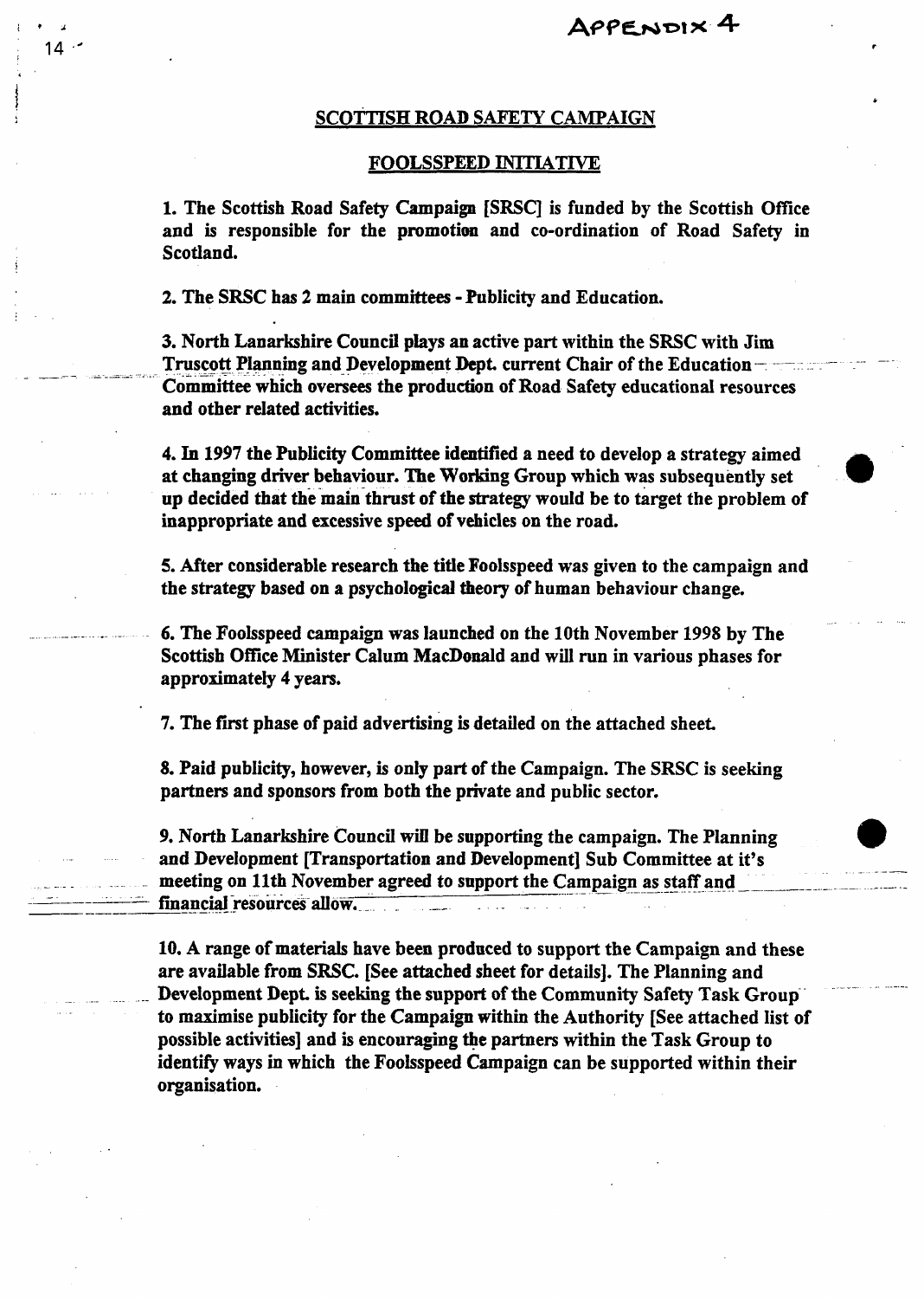APPENDIX 4

## SCOTTISH ROAD SAFETY CAMPAIGN

### FOOLSSPEED INITIATIVE

**1. The Scottish Road Safety Campaign [SRSC] is funded by the Scottish Office and is responsible for the promotion and co-ordination of Road Safety in Scotland.**

**2. The SRSC has 2 main committees - Publicity and Education.**

**3. North Lanarkshire Council plays an active part within the SRSC with Jim Truscott Planning and Development Dept. current Chair of the Education Committee which oversees the production of Road Safety educational resources and other related activities.**

**4. In 1997 the Publicity Committee identified a need to develop a strategy aimed at changing driver behaviour. The Working Group which was subsequently set up decided that the main thrust of the strategy would be to target the problem of inappropriate and excessive speed of vehicles on the road.**

**5. After considerable research the title Foolsspeed was given to the campaign and the strategy based on a psychological theory of human behaviour change.**

**6. The Foolsspeed campaign was launched on the 10th November 1998 by The Scottish Office Minister Calum MacDonald and will run in various phases for approximately 4 years.**

**7. The first phase of paid advertising is detailed on the attached sheet.**

**8. Paid publicity, however, is only part of the Campaign. The SRSC is seeking partners and sponsors from both the private and public sector.**

**9. North Lanarkshire Council will be supporting the campaign. The Planning and Development [Transportation and Development] Sub Committee at it's meeting on 11th November agreed to support the Campaign as staff and financial resources allow.**

**10. A range of materials have been produced to support the Campaign and these are available from SRSC. [See attached sheet for details]. The Planning and Development Dept. is seeking the support of the Community Safety Task Group to maximise publicity for the Campaign within the Authority [See attached list of possible activities] and is encouraging the partners within the Task Group to identify ways in which the Foolsspeed Campaign can be supported within their organisation.**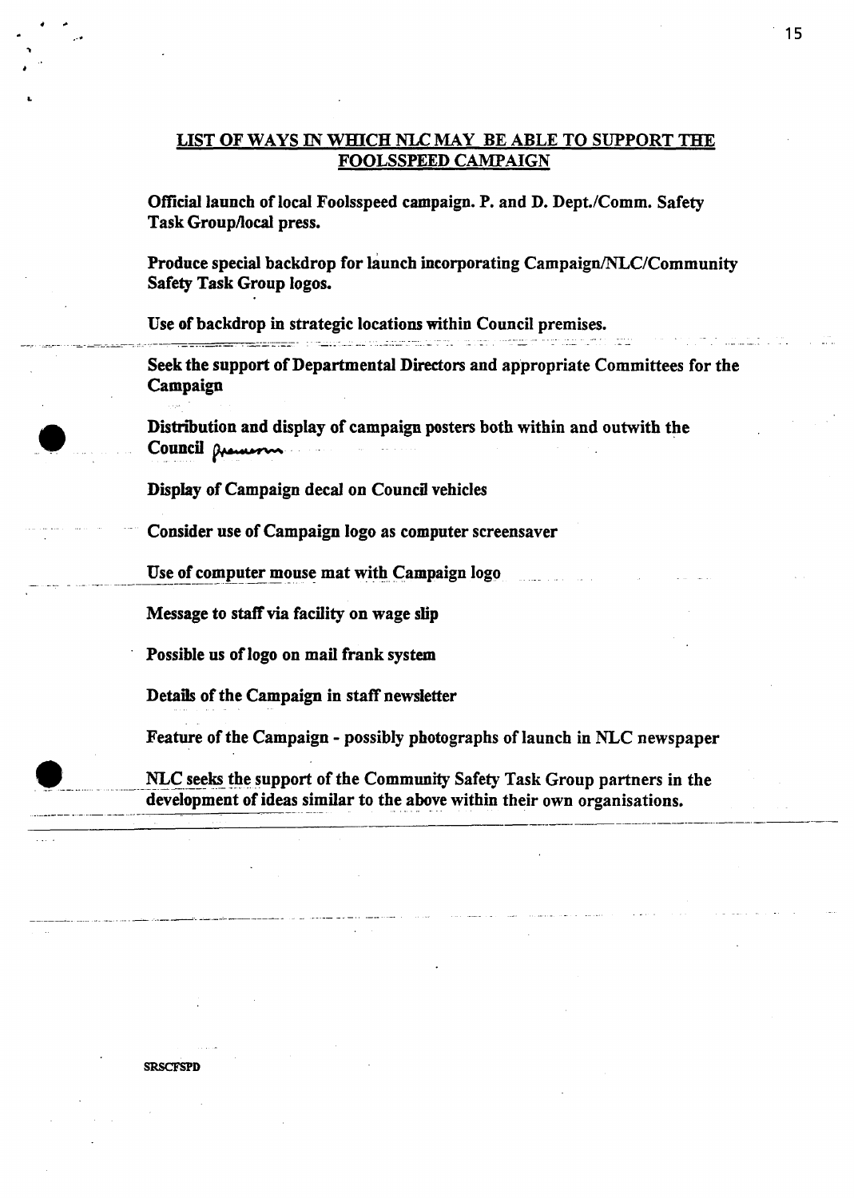## LIST OF WAYS IN WHICH NLC MAY BE ABLE TO SUPPORT THE FOOLSSPEED CAMPAIGN

**Official launch of local Foolsspeed campaign. P. and D. Dept./Comm. Safety Task Group/local press.**

**Produce special backdrop for launch incorporating Campaign/NLC/Community Safety Task Group logos.**

**Use of backdrop in strategic locations within Council premises.**

**Seek the support of Departmental Directors and appropriate Committees for the Campaign**

**Distribution and display of campaign posters both within and outwith the Council** premises

**Display of Campaign decal on Council vehicles**

**Consider use of Campaign logo as computer screensaver**

**Use of computer mouse mat with Campaign logo**

**Message to staff via facility on wage slip**

**Possible us of logo on mail frank system**

**Details of the Campaign in staff newsletter**

**Feature of the Campaign - possibly photographs of launch in NLC newspaper**

**NLC seeks the support of the Community Safety Task Group partners in the development of ideas similar to the above within their own organisations.**

SRSCFSPD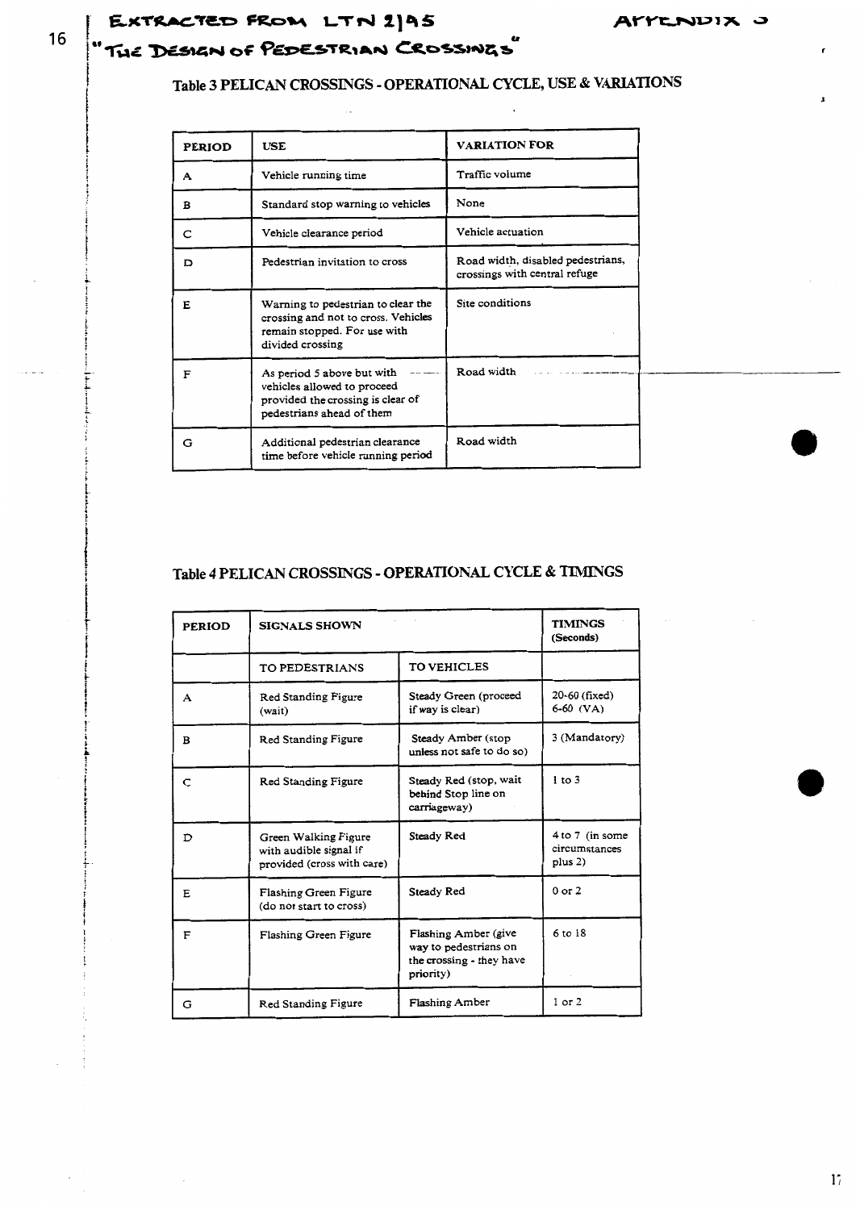EXTRACTED FROM LTN 2/95

APPENDIX 3

"THE DESIGN OF PEDESTRIAN CROSSINGS"

## Table 3 PELICAN CROSSINGS - OPERATIONAL CYCLE, USE & VARIATIONS

| PERIOD | USE | VARIATION FOR |
|---|---|---|
| A | Vehicle running time | Traffic volume |
| B | Standard stop warning to vehicles | None |
| C | Vehicle clearance period | Vehicle actuation |
| D | Pedestrian invitation to cross | Road width, disabled pedestrians, crossings with central refuge |
| E | Warning to pedestrian to clear the crossing and not to cross. Vehicles remain stopped. For use with divided crossing | Site conditions |
| F | As period 5 above but with vehicles allowed to proceed provided the crossing is clear of pedestrians ahead of them | Road width |
| G | Additional pedestrian clearance time before vehicle running period | Road width |

## Table 4 PELICAN CROSSINGS - OPERATIONAL CYCLE & TIMINGS

| PERIOD | SIGNALS SHOWN | | TIMINGS (Seconds) |
|---|---|---|---|
| | TO PEDESTRIANS | TO VEHICLES | |
| A | Red Standing Figure (wait) | Steady Green (proceed if way is clear) | 20-60 (fixed) 6-60 (VA) |
| B | Red Standing Figure | Steady Amber (stop unless not safe to do so) | 3 (Mandatory) |
| C | Red Standing Figure | Steady Red (stop, wait behind Stop line on carriageway) | 1 to 3 |
| D | Green Walking Figure with audible signal if provided (cross with care) | Steady Red | 4 to 7 (in some circumstances plus 2) |
| E | Flashing Green Figure (do not start to cross) | Steady Red | 0 or 2 |
| F | Flashing Green Figure | Flashing Amber (give way to pedestrians on the crossing - they have priority) | 6 to 18 |
| G | Red Standing Figure | Flashing Amber | 1 or 2 |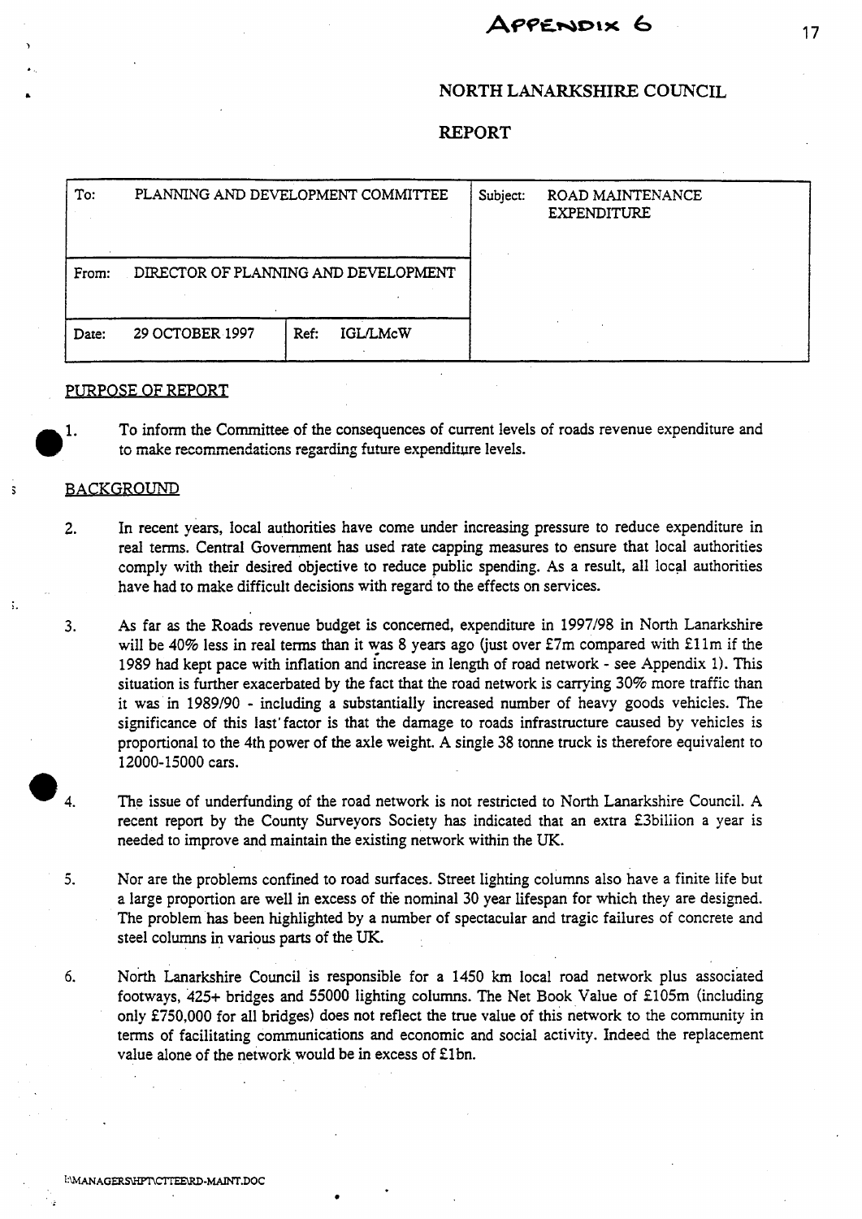APPENDIX 6

## NORTH LANARKSHIRE COUNCIL

## REPORT

| To: PLANNING AND DEVELOPMENT COMMITTEE | | Subject: ROAD MAINTENANCE EXPENDITURE |
|---|---|---|
| From: DIRECTOR OF PLANNING AND DEVELOPMENT | | |
| Date: 29 OCTOBER 1997 | Ref: IGL/LMcW | |

### PURPOSE OF REPORT

1. To inform the Committee of the consequences of current levels of roads revenue expenditure and to make recommendations regarding future expenditure levels.

### BACKGROUND

2. In recent years, local authorities have come under increasing pressure to reduce expenditure in real terms. Central Government has used rate capping measures to ensure that local authorities comply with their desired objective to reduce public spending. As a result, all local authorities have had to make difficult decisions with regard to the effects on services.

3. As far as the Roads revenue budget is concerned, expenditure in 1997/98 in North Lanarkshire will be 40% less in real terms than it was 8 years ago (just over £7m compared with £11m if the 1989 had kept pace with inflation and increase in length of road network - see Appendix 1). This situation is further exacerbated by the fact that the road network is carrying 30% more traffic than it was in 1989/90 - including a substantially increased number of heavy goods vehicles. The significance of this last factor is that the damage to roads infrastructure caused by vehicles is proportional to the 4th power of the axle weight. A single 38 tonne truck is therefore equivalent to 12000-15000 cars.

4. The issue of underfunding of the road network is not restricted to North Lanarkshire Council. A recent report by the County Surveyors Society has indicated that an extra £3biliion a year is needed to improve and maintain the existing network within the UK.

5. Nor are the problems confined to road surfaces. Street lighting columns also have a finite life but a large proportion are well in excess of the nominal 30 year lifespan for which they are designed. The problem has been highlighted by a number of spectacular and tragic failures of concrete and steel columns in various parts of the UK.

6. North Lanarkshire Council is responsible for a 1450 km local road network plus associated footways, 425+ bridges and 55000 lighting columns. The Net Book Value of £105m (including only £750,000 for all bridges) does not reflect the true value of this network to the community in terms of facilitating communications and economic and social activity. Indeed the replacement value alone of the network would be in excess of £1bn.

I:\MANAGERS\HPT\CTTEE\RD-MAINT.DOC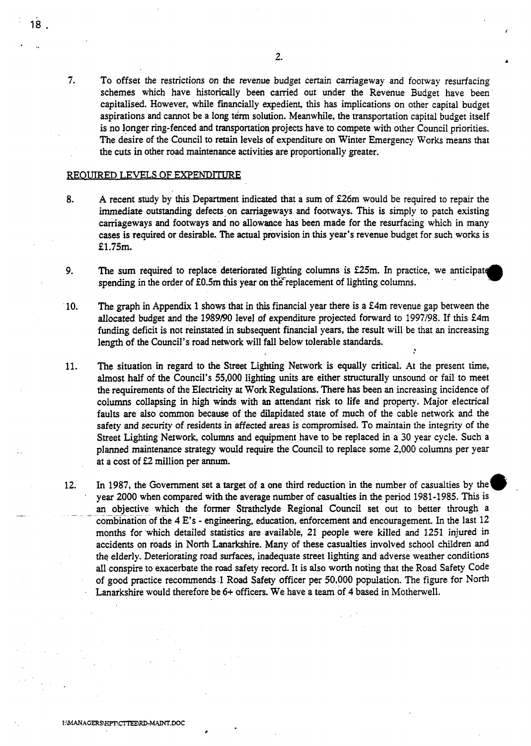7. To offset the restrictions on the revenue budget certain carriageway and footway resurfacing schemes which have historically been carried out under the Revenue Budget have been capitalised. However, while financially expedient, this has implications on other capital budget aspirations and cannot be a long term solution. Meanwhile, the transportation capital budget itself is no longer ring-fenced and transportation projects have to compete with other Council priorities. The desire of the Council to retain levels of expenditure on Winter Emergency Works means that the cuts in other road maintenance activities are proportionally greater.

## REQUIRED LEVELS OF EXPENDITURE

8. A recent study by this Department indicated that a sum of £26m would be required to repair the immediate outstanding defects on carriageways and footways. This is simply to patch existing carriageways and footways and no allowance has been made for the resurfacing which in many cases is required or desirable. The actual provision in this year's revenue budget for such works is £1.75m.

9. The sum required to replace deteriorated lighting columns is £25m. In practice, we anticipate spending in the order of £0.5m this year on the replacement of lighting columns.

10. The graph in Appendix 1 shows that in this financial year there is a £4m revenue gap between the allocated budget and the 1989/90 level of expenditure projected forward to 1997/98. If this £4m funding deficit is not reinstated in subsequent financial years, the result will be that an increasing length of the Council's road network will fall below tolerable standards.

11. The situation in regard to the Street Lighting Network is equally critical. At the present time, almost half of the Council's 55,000 lighting units are either structurally unsound or fail to meet the requirements of the Electricity at Work Regulations. There has been an increasing incidence of columns collapsing in high winds with an attendant risk to life and property. Major electrical faults are also common because of the dilapidated state of much of the cable network and the safety and security of residents in affected areas is compromised. To maintain the integrity of the Street Lighting Network, columns and equipment have to be replaced in a 30 year cycle. Such a planned maintenance strategy would require the Council to replace some 2,000 columns per year at a cost of £2 million per annum.

12. In 1987, the Government set a target of a one third reduction in the number of casualties by the year 2000 when compared with the average number of casualties in the period 1981-1985. This is an objective which the former Strathclyde Regional Council set out to better through a combination of the 4 E's - engineering, education, enforcement and encouragement. In the last 12 months for which detailed statistics are available, 21 people were killed and 1251 injured in accidents on roads in North Lanarkshire. Many of these casualties involved school children and the elderly. Deteriorating road surfaces, inadequate street lighting and adverse weather conditions all conspire to exacerbate the road safety record. It is also worth noting that the Road Safety Code of good practice recommends 1 Road Safety officer per 50,000 population. The figure for North Lanarkshire would therefore be 6+ officers. We have a team of 4 based in Motherwell.

I:\MANAGERS\HPT\CTTEE\RD-MAINT.DOC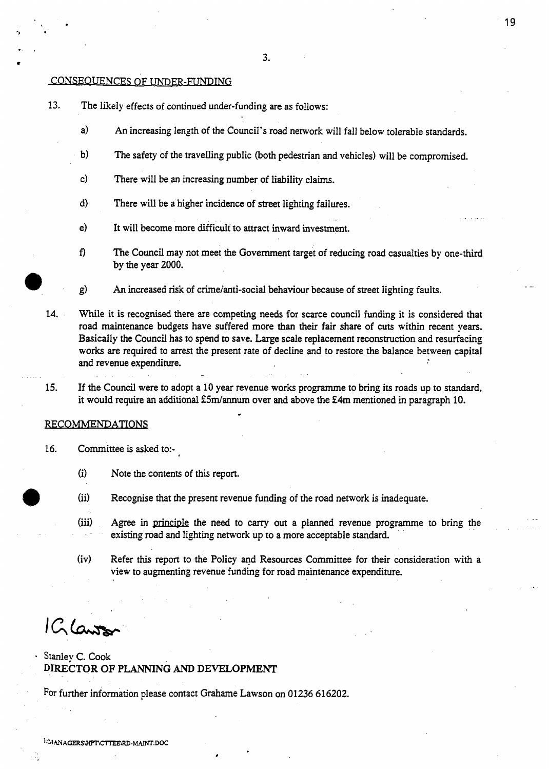## CONSEQUENCES OF UNDER-FUNDING

13. The likely effects of continued under-funding are as follows:

    a) An increasing length of the Council's road network will fall below tolerable standards.

    b) The safety of the travelling public (both pedestrian and vehicles) will be compromised.

    c) There will be an increasing number of liability claims.

    d) There will be a higher incidence of street lighting failures.

    e) It will become more difficult to attract inward investment.

    f) The Council may not meet the Government target of reducing road casualties by one-third by the year 2000.

    g) An increased risk of crime/anti-social behaviour because of street lighting faults.

14. While it is recognised there are competing needs for scarce council funding it is considered that road maintenance budgets have suffered more than their fair share of cuts within recent years. Basically the Council has to spend to save. Large scale replacement reconstruction and resurfacing works are required to arrest the present rate of decline and to restore the balance between capital and revenue expenditure.

15. If the Council were to adopt a 10 year revenue works programme to bring its roads up to standard, it would require an additional £5m/annum over and above the £4m mentioned in paragraph 10.

## RECOMMENDATIONS

16. Committee is asked to:-

    (i) Note the contents of this report.

    (ii) Recognise that the present revenue funding of the road network is inadequate.

    (iii) Agree in principle the need to carry out a planned revenue programme to bring the existing road and lighting network up to a more acceptable standard.

    (iv) Refer this report to the Policy and Resources Committee for their consideration with a view to augmenting revenue funding for road maintenance expenditure.

Stanley C. Cook
**DIRECTOR OF PLANNING AND DEVELOPMENT**

For further information please contact Grahame Lawson on 01236 616202.

I:\MANAGERS\HPT\CTTEE\RD-MAINT.DOC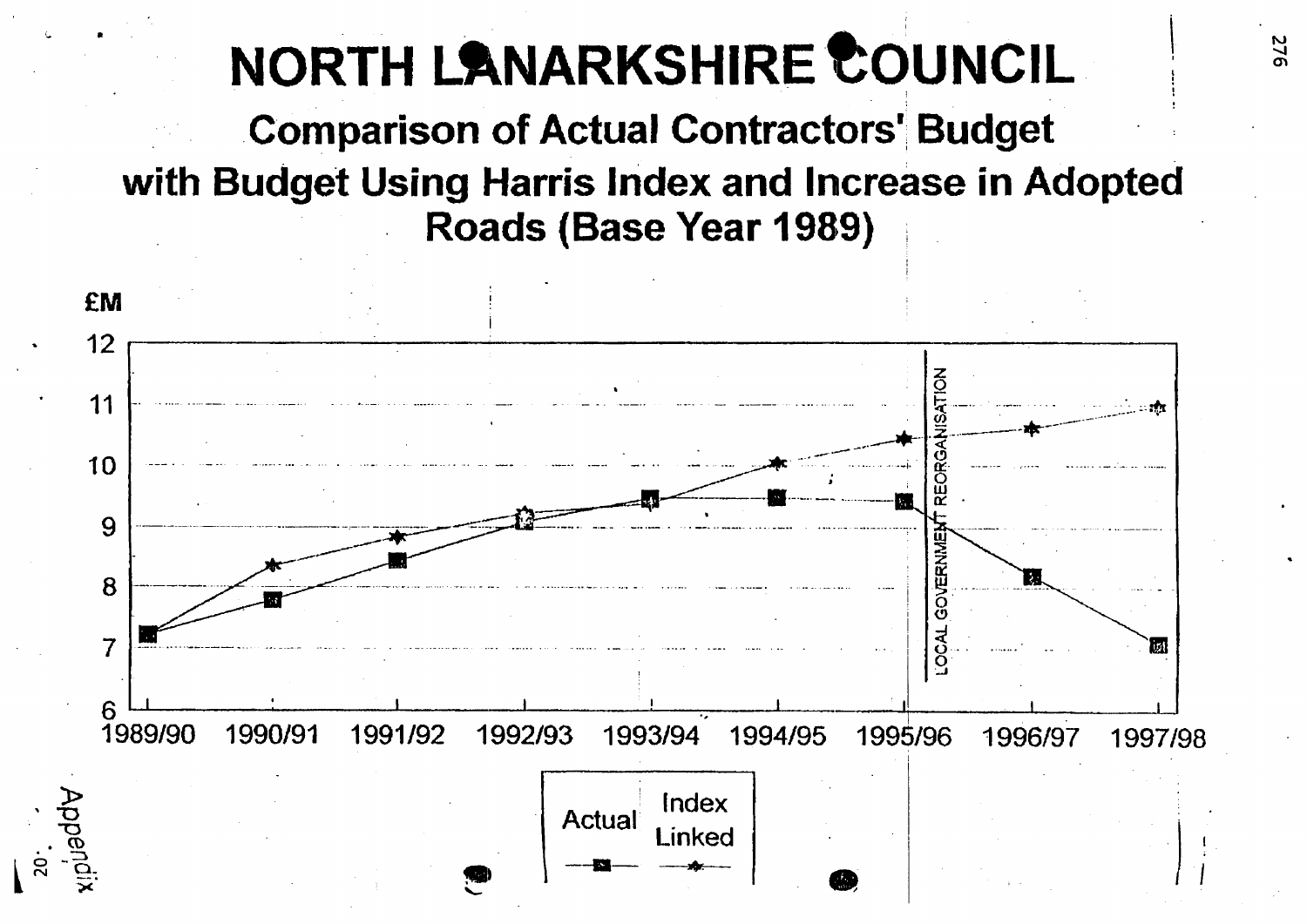# NORTH LANARKSHIRE COUNCIL

## Comparison of Actual Contractors' Budget with Budget Using Harris Index and Increase in Adopted Roads (Base Year 1989)

£M

12
11
10
9
8
7
6

1989/90 1990/91 1991/92 1992/93 1993/94 1994/95 1995/96 1996/97 1997/98

LOCAL GOVERNMENT REORGANISATION

Actual
Index Linked

Appendix 20